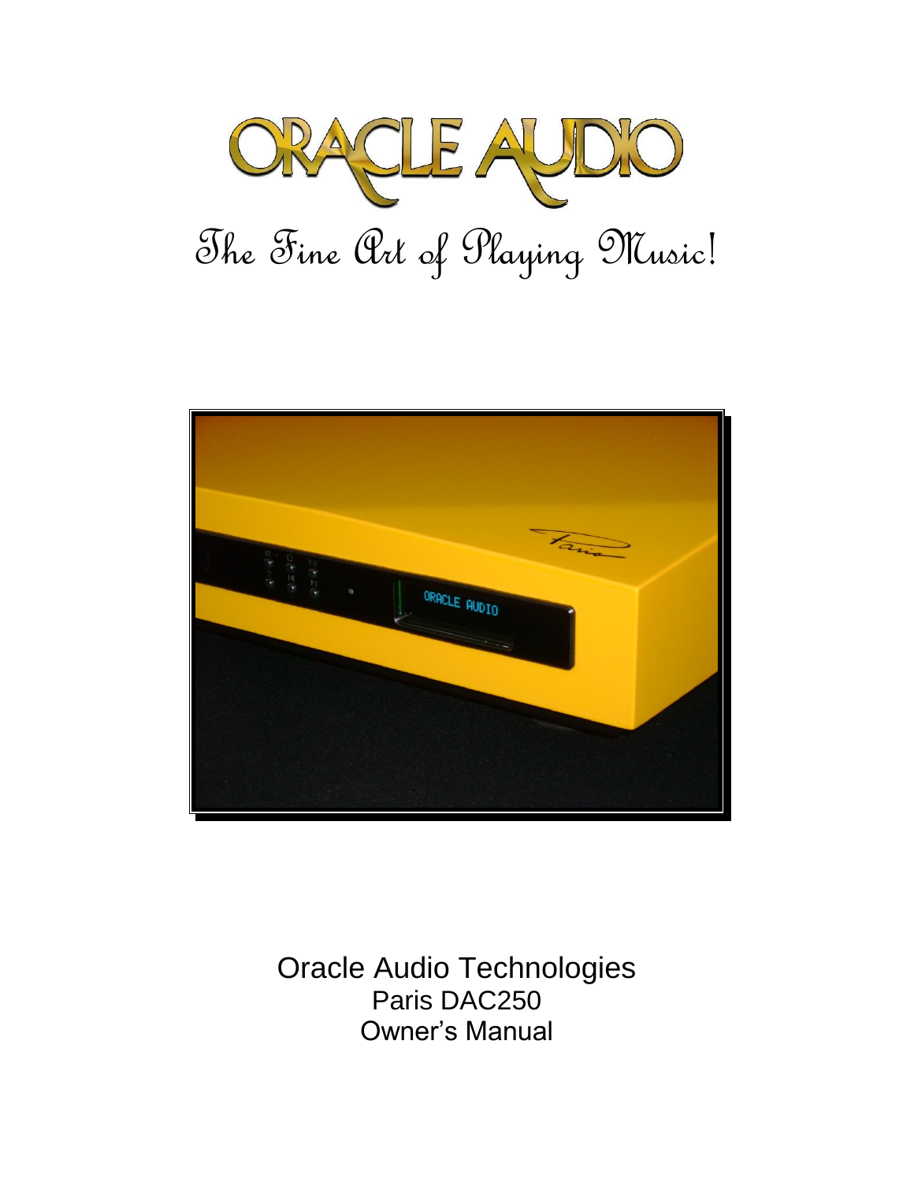# ORACLE AUDIO

*The Fine Art of Playing Music!*

Oracle Audio Technologies
Paris DAC250
Owner's Manual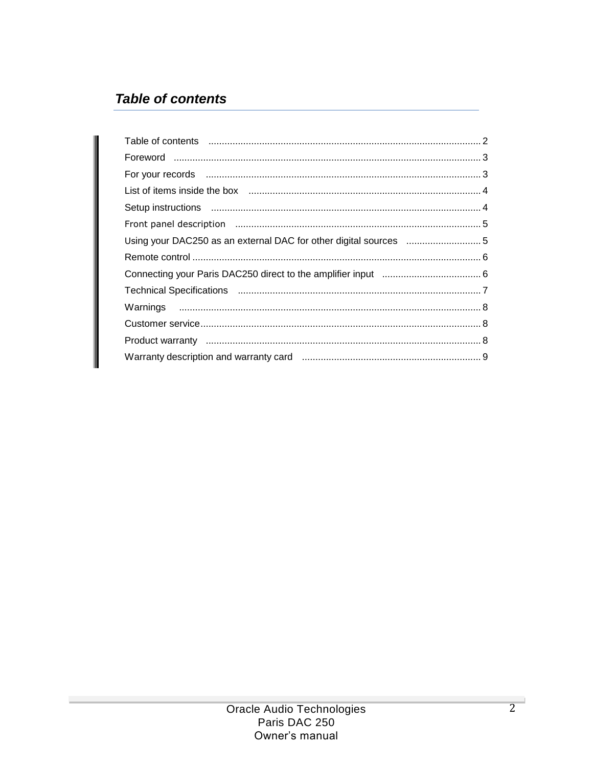## *Table of contents*

| | |
|---|---|
| Table of contents | 2 |
| Foreword | 3 |
| For your records | 3 |
| List of items inside the box | 4 |
| Setup instructions | 4 |
| Front panel description | 5 |
| Using your DAC250 as an external DAC for other digital sources | 5 |
| Remote control | 6 |
| Connecting your Paris DAC250 direct to the amplifier input | 6 |
| Technical Specifications | 7 |
| Warnings | 8 |
| Customer service | 8 |
| Product warranty | 8 |
| Warranty description and warranty card | 9 |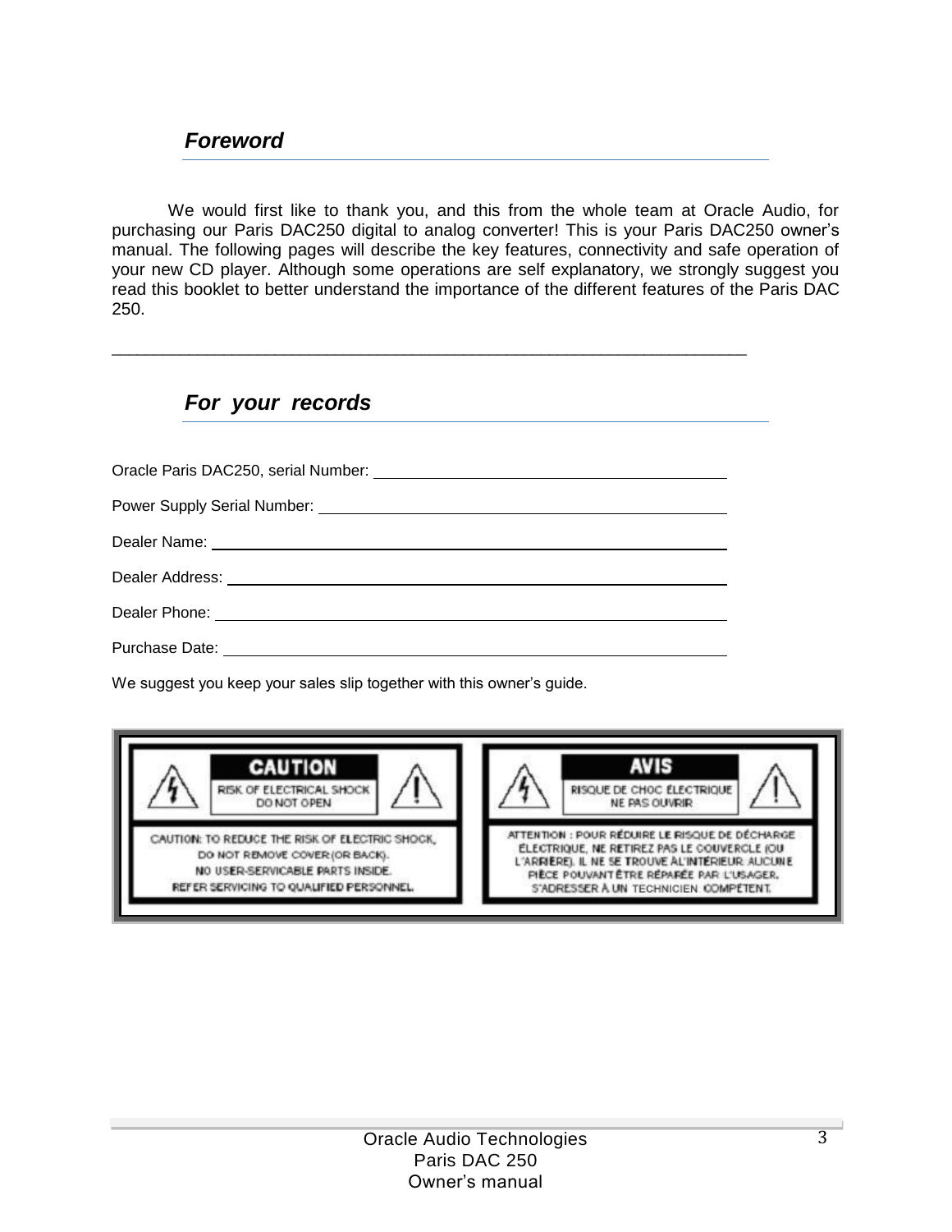## *Foreword*

We would first like to thank you, and this from the whole team at Oracle Audio, for purchasing our Paris DAC250 digital to analog converter! This is your Paris DAC250 owner's manual. The following pages will describe the key features, connectivity and safe operation of your new CD player. Although some operations are self explanatory, we strongly suggest you read this booklet to better understand the importance of the different features of the Paris DAC 250.

---

## *For your records*

Oracle Paris DAC250, serial Number: ______________________________

Power Supply Serial Number: ______________________________

Dealer Name: ______________________________

Dealer Address: ______________________________

Dealer Phone: ______________________________

Purchase Date: ______________________________

We suggest you keep your sales slip together with this owner's guide.

**CAUTION**

RISK OF ELECTRICAL SHOCK
DO NOT OPEN

CAUTION: TO REDUCE THE RISK OF ELECTRIC SHOCK, DO NOT REMOVE COVER (OR BACK). NO USER-SERVICABLE PARTS INSIDE. REFER SERVICING TO QUALIFIED PERSONNEL.

**AVIS**

RISQUE DE CHOC ÉLECTRIQUE
NE PAS OUVRIR

ATTENTION : POUR RÉDUIRE LE RISQUE DE DÉCHARGE ÉLECTRIQUE, NE RETIREZ PAS LE COUVERCLE (OU L'ARRIÈRE). IL NE SE TROUVE À L'INTÉRIEUR AUCUNE PIÈCE POUVANT ÊTRE RÉPARÉE PAR L'USAGER. S'ADRESSER À UN TECHNICIEN COMPÉTENT.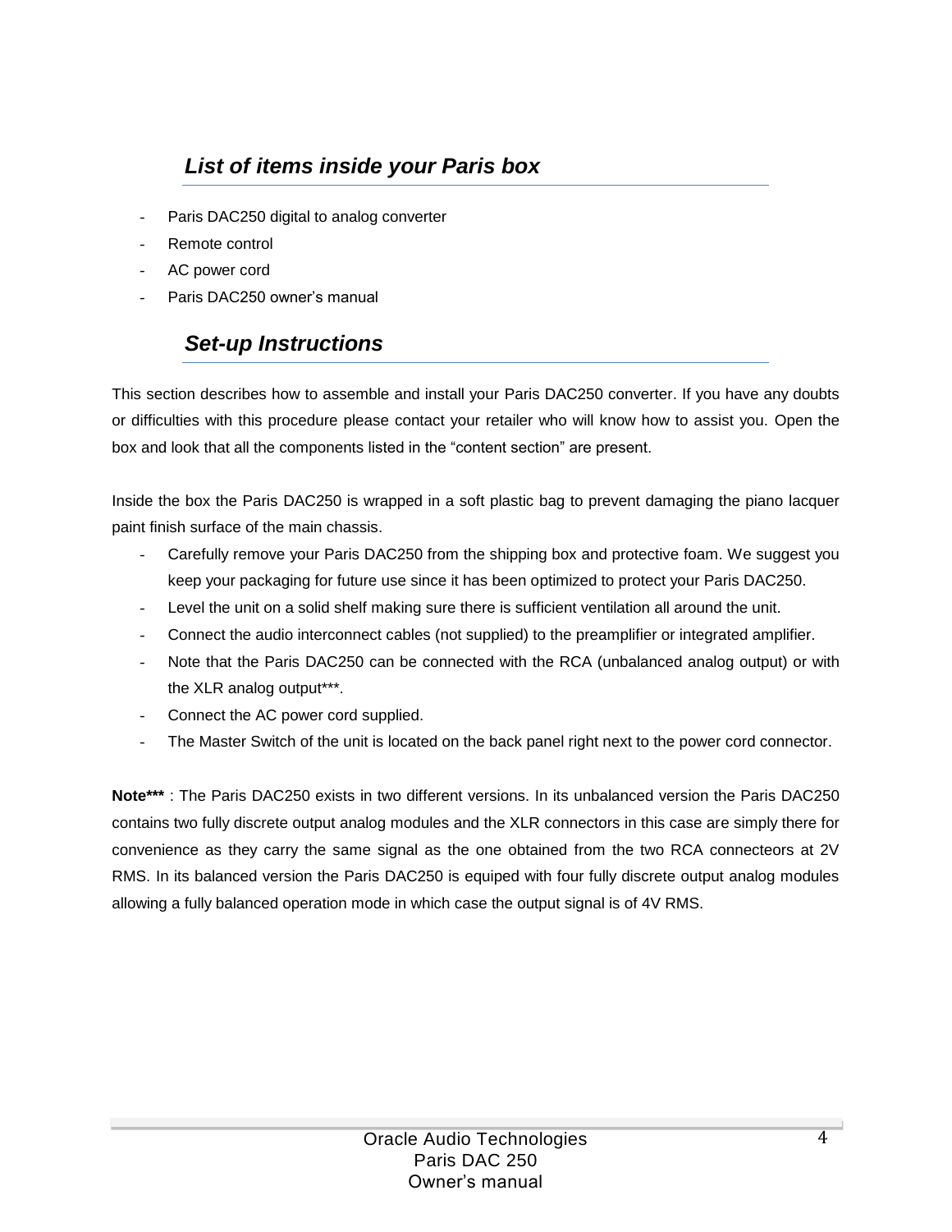## *List of items inside your Paris box*

- Paris DAC250 digital to analog converter
- Remote control
- AC power cord
- Paris DAC250 owner's manual

## *Set-up Instructions*

This section describes how to assemble and install your Paris DAC250 converter. If you have any doubts or difficulties with this procedure please contact your retailer who will know how to assist you. Open the box and look that all the components listed in the "content section" are present.

Inside the box the Paris DAC250 is wrapped in a soft plastic bag to prevent damaging the piano lacquer paint finish surface of the main chassis.

- Carefully remove your Paris DAC250 from the shipping box and protective foam. We suggest you keep your packaging for future use since it has been optimized to protect your Paris DAC250.
- Level the unit on a solid shelf making sure there is sufficient ventilation all around the unit.
- Connect the audio interconnect cables (not supplied) to the preamplifier or integrated amplifier.
- Note that the Paris DAC250 can be connected with the RCA (unbalanced analog output) or with the XLR analog output***.
- Connect the AC power cord supplied.
- The Master Switch of the unit is located on the back panel right next to the power cord connector.

**Note***** : The Paris DAC250 exists in two different versions. In its unbalanced version the Paris DAC250 contains two fully discrete output analog modules and the XLR connectors in this case are simply there for convenience as they carry the same signal as the one obtained from the two RCA connecteors at 2V RMS. In its balanced version the Paris DAC250 is equiped with four fully discrete output analog modules allowing a fully balanced operation mode in which case the output signal is of 4V RMS.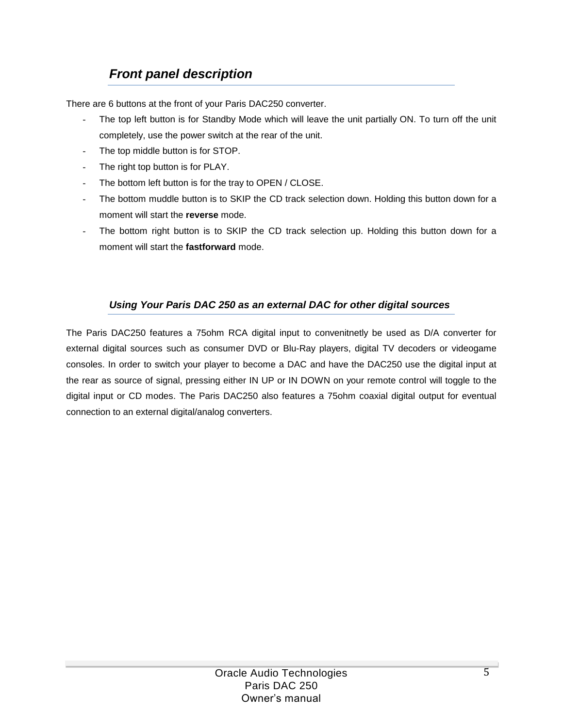## *Front panel description*

There are 6 buttons at the front of your Paris DAC250 converter.

- The top left button is for Standby Mode which will leave the unit partially ON. To turn off the unit completely, use the power switch at the rear of the unit.
- The top middle button is for STOP.
- The right top button is for PLAY.
- The bottom left button is for the tray to OPEN / CLOSE.
- The bottom muddle button is to SKIP the CD track selection down. Holding this button down for a moment will start the **reverse** mode.
- The bottom right button is to SKIP the CD track selection up. Holding this button down for a moment will start the **fastforward** mode.

## *Using Your Paris DAC 250 as an external DAC for other digital sources*

The Paris DAC250 features a 75ohm RCA digital input to convenitnetly be used as D/A converter for external digital sources such as consumer DVD or Blu-Ray players, digital TV decoders or videogame consoles. In order to switch your player to become a DAC and have the DAC250 use the digital input at the rear as source of signal, pressing either IN UP or IN DOWN on your remote control will toggle to the digital input or CD modes. The Paris DAC250 also features a 75ohm coaxial digital output for eventual connection to an external digital/analog converters.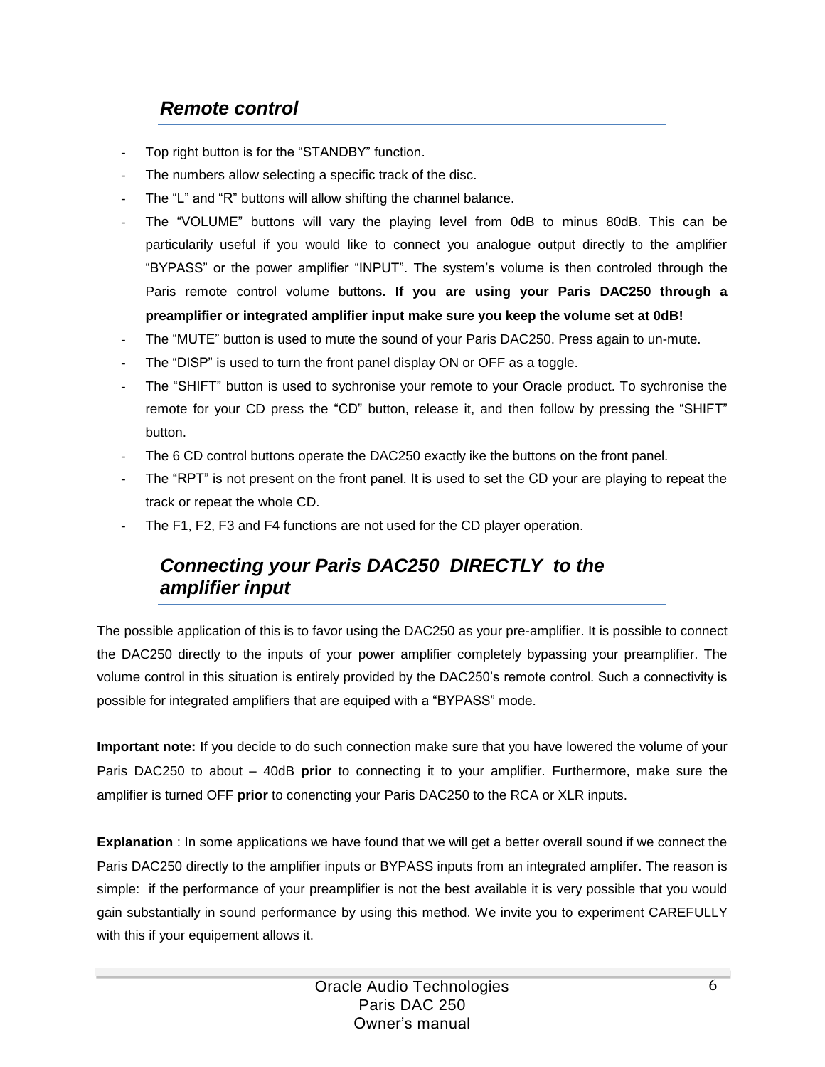## *Remote control*

- Top right button is for the “STANDBY” function.
- The numbers allow selecting a specific track of the disc.
- The “L” and “R” buttons will allow shifting the channel balance.
- The “VOLUME” buttons will vary the playing level from 0dB to minus 80dB. This can be particularily useful if you would like to connect you analogue output directly to the amplifier “BYPASS” or the power amplifier “INPUT”. The system’s volume is then controled through the Paris remote control volume buttons**. If you are using your Paris DAC250 through a preamplifier or integrated amplifier input make sure you keep the volume set at 0dB!**
- The “MUTE” button is used to mute the sound of your Paris DAC250. Press again to un-mute.
- The “DISP” is used to turn the front panel display ON or OFF as a toggle.
- The “SHIFT” button is used to sychronise your remote to your Oracle product. To sychronise the remote for your CD press the “CD” button, release it, and then follow by pressing the “SHIFT” button.
- The 6 CD control buttons operate the DAC250 exactly ike the buttons on the front panel.
- The “RPT” is not present on the front panel. It is used to set the CD your are playing to repeat the track or repeat the whole CD.
- The F1, F2, F3 and F4 functions are not used for the CD player operation.

## *Connecting your Paris DAC250 DIRECTLY to the amplifier input*

The possible application of this is to favor using the DAC250 as your pre-amplifier. It is possible to connect the DAC250 directly to the inputs of your power amplifier completely bypassing your preamplifier. The volume control in this situation is entirely provided by the DAC250’s remote control. Such a connectivity is possible for integrated amplifiers that are equiped with a “BYPASS” mode.

**Important note:** If you decide to do such connection make sure that you have lowered the volume of your Paris DAC250 to about – 40dB **prior** to connecting it to your amplifier. Furthermore, make sure the amplifier is turned OFF **prior** to conencting your Paris DAC250 to the RCA or XLR inputs.

**Explanation** : In some applications we have found that we will get a better overall sound if we connect the Paris DAC250 directly to the amplifier inputs or BYPASS inputs from an integrated amplifer. The reason is simple: if the performance of your preamplifier is not the best available it is very possible that you would gain substantially in sound performance by using this method. We invite you to experiment CAREFULLY with this if your equipement allows it.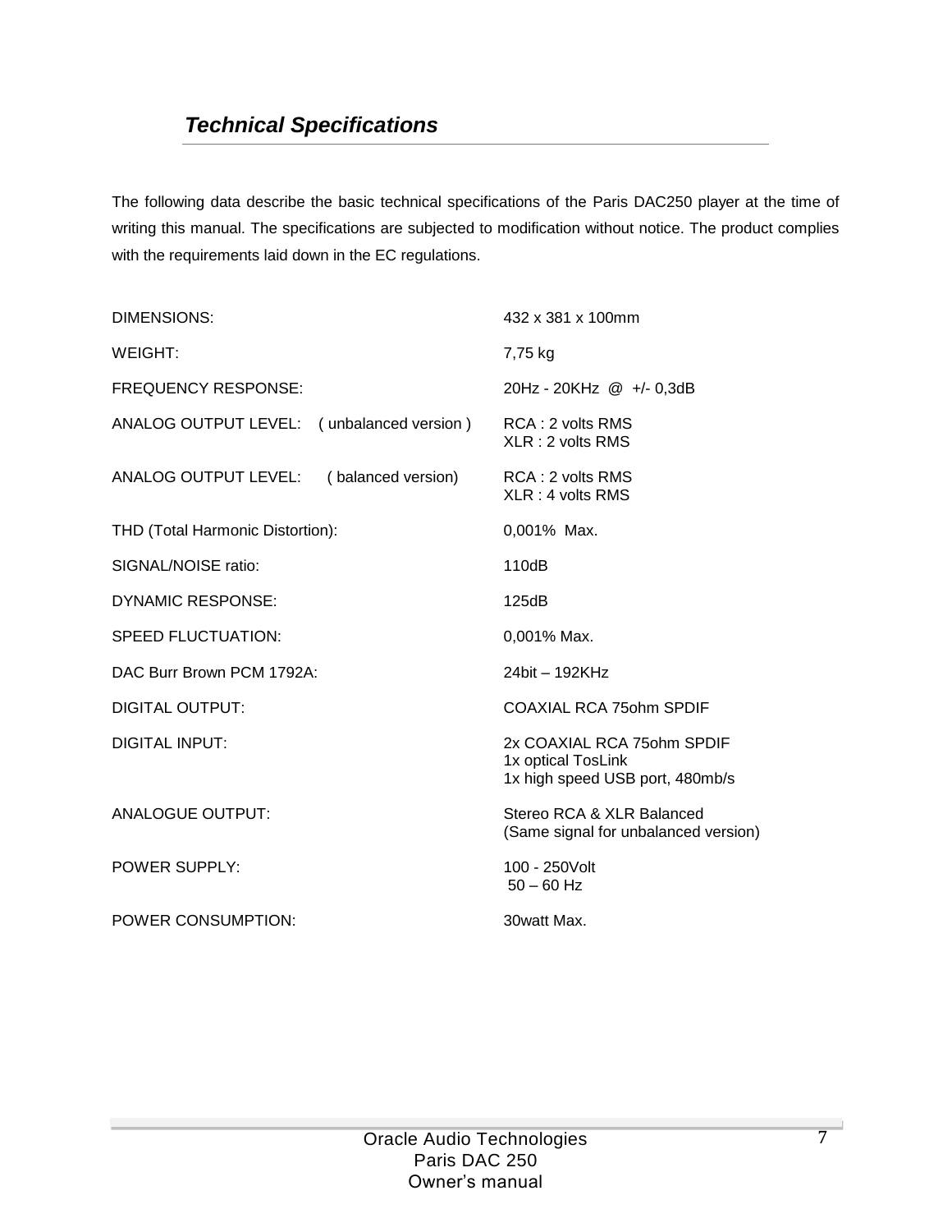## *Technical Specifications*

The following data describe the basic technical specifications of the Paris DAC250 player at the time of writing this manual. The specifications are subjected to modification without notice. The product complies with the requirements laid down in the EC regulations.

| | |
|---|---|
| DIMENSIONS: | 432 x 381 x 100mm |
| WEIGHT: | 7,75 kg |
| FREQUENCY RESPONSE: | 20Hz - 20KHz @ +/- 0,3dB |
| ANALOG OUTPUT LEVEL: ( unbalanced version ) | RCA : 2 volts RMS<br>XLR : 2 volts RMS |
| ANALOG OUTPUT LEVEL: ( balanced version) | RCA : 2 volts RMS<br>XLR : 4 volts RMS |
| THD (Total Harmonic Distortion): | 0,001% Max. |
| SIGNAL/NOISE ratio: | 110dB |
| DYNAMIC RESPONSE: | 125dB |
| SPEED FLUCTUATION: | 0,001% Max. |
| DAC Burr Brown PCM 1792A: | 24bit – 192KHz |
| DIGITAL OUTPUT: | COAXIAL RCA 75ohm SPDIF |
| DIGITAL INPUT: | 2x COAXIAL RCA 75ohm SPDIF<br>1x optical TosLink<br>1x high speed USB port, 480mb/s |
| ANALOGUE OUTPUT: | Stereo RCA & XLR Balanced<br>(Same signal for unbalanced version) |
| POWER SUPPLY: | 100 - 250Volt<br>50 – 60 Hz |
| POWER CONSUMPTION: | 30watt Max. |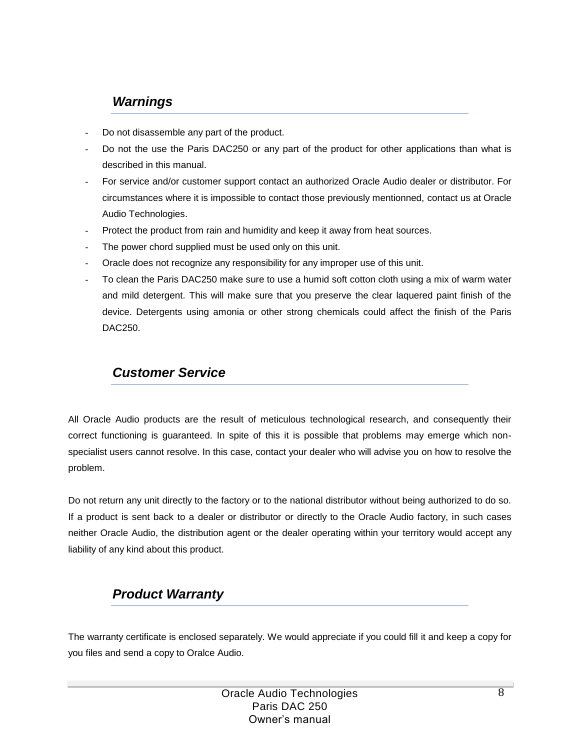## *Warnings*

- Do not disassemble any part of the product.
- Do not the use the Paris DAC250 or any part of the product for other applications than what is described in this manual.
- For service and/or customer support contact an authorized Oracle Audio dealer or distributor. For circumstances where it is impossible to contact those previously mentionned, contact us at Oracle Audio Technologies.
- Protect the product from rain and humidity and keep it away from heat sources.
- The power chord supplied must be used only on this unit.
- Oracle does not recognize any responsibility for any improper use of this unit.
- To clean the Paris DAC250 make sure to use a humid soft cotton cloth using a mix of warm water and mild detergent. This will make sure that you preserve the clear laquered paint finish of the device. Detergents using amonia or other strong chemicals could affect the finish of the Paris DAC250.

## *Customer Service*

All Oracle Audio products are the result of meticulous technological research, and consequently their correct functioning is guaranteed. In spite of this it is possible that problems may emerge which non-specialist users cannot resolve. In this case, contact your dealer who will advise you on how to resolve the problem.

Do not return any unit directly to the factory or to the national distributor without being authorized to do so. If a product is sent back to a dealer or distributor or directly to the Oracle Audio factory, in such cases neither Oracle Audio, the distribution agent or the dealer operating within your territory would accept any liability of any kind about this product.

## *Product Warranty*

The warranty certificate is enclosed separately. We would appreciate if you could fill it and keep a copy for you files and send a copy to Oralce Audio.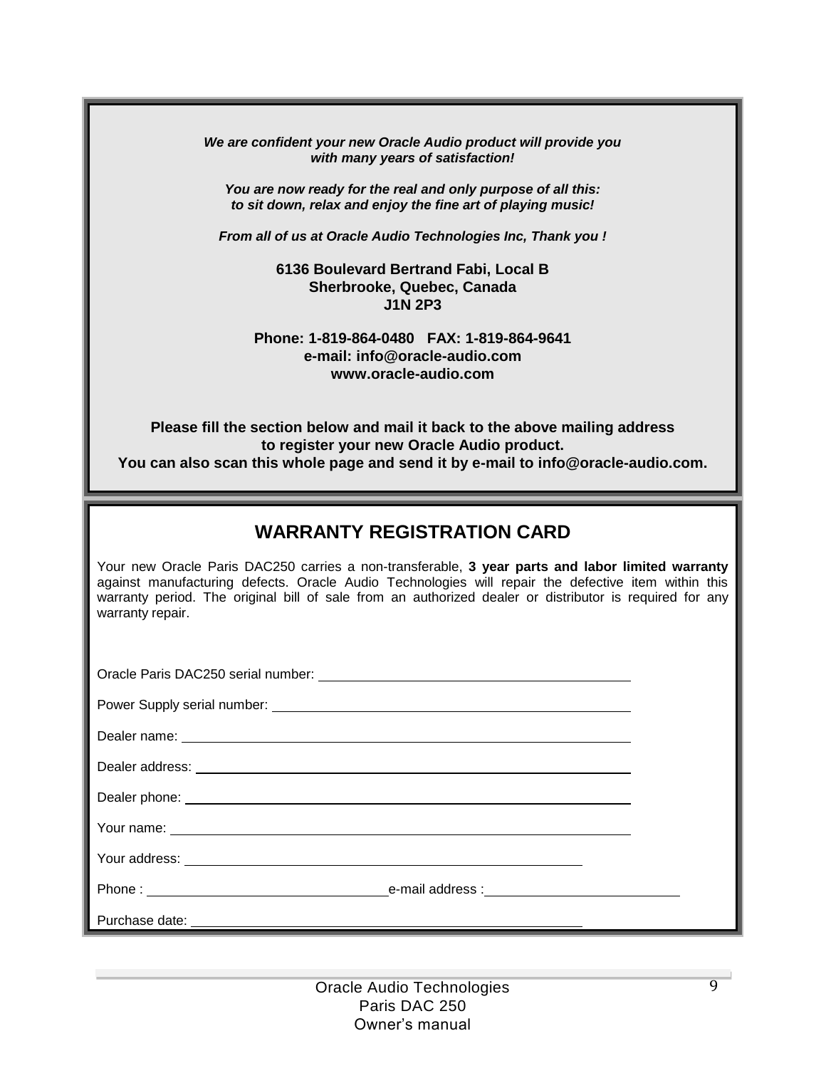***We are confident your new Oracle Audio product will provide you with many years of satisfaction!***

***You are now ready for the real and only purpose of all this: to sit down, relax and enjoy the fine art of playing music!***

***From all of us at Oracle Audio Technologies Inc, Thank you !***

**6136 Boulevard Bertrand Fabi, Local B**
**Sherbrooke, Quebec, Canada**
**J1N 2P3**

**Phone: 1-819-864-0480   FAX: 1-819-864-9641**
**e-mail: info@oracle-audio.com**
**www.oracle-audio.com**

**Please fill the section below and mail it back to the above mailing address to register your new Oracle Audio product.**
**You can also scan this whole page and send it by e-mail to info@oracle-audio.com.**

## WARRANTY REGISTRATION CARD

Your new Oracle Paris DAC250 carries a non-transferable, **3 year parts and labor limited warranty** against manufacturing defects. Oracle Audio Technologies will repair the defective item within this warranty period. The original bill of sale from an authorized dealer or distributor is required for any warranty repair.

Oracle Paris DAC250 serial number: ______________________________

Power Supply serial number: ______________________________

Dealer name: ______________________________

Dealer address: ______________________________

Dealer phone: ______________________________

Your name: ______________________________

Your address: ______________________________

Phone : ____________________ e-mail address :____________________

Purchase date: ______________________________